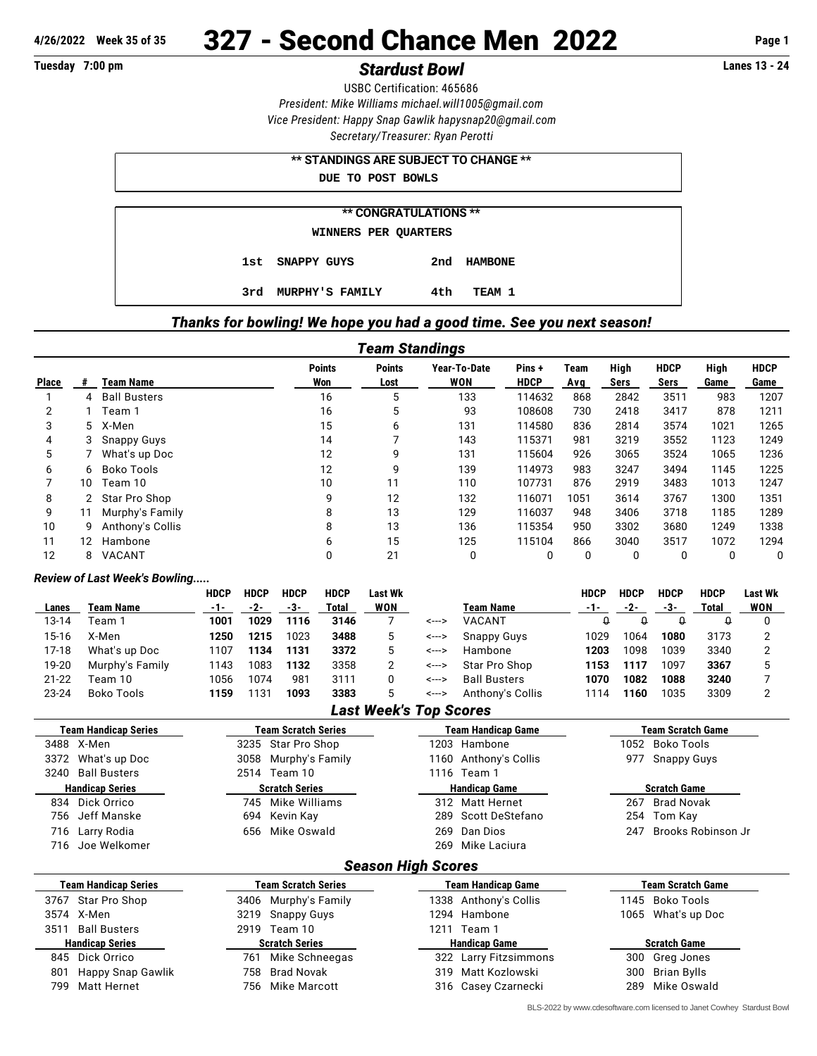4/26/2022 Week 35 of 35

# 327 - Second Chance Men 2022

Tuesday 7:00 pm

## *Stardust Bowl*

Lanes 13 - 24

USBC Certification: 465686
*President: Mike Williams michael.will1005@gmail.com*
*Vice President: Happy Snap Gawlik hapysnap20@gmail.com*
*Secretary/Treasurer: Ryan Perotti*

**\*\* STANDINGS ARE SUBJECT TO CHANGE \*\***
DUE TO POST BOWLS

**\*\* CONGRATULATIONS \*\***
WINNERS PER QUARTERS

1st SNAPPY GUYS 2nd HAMBONE
3rd MURPHY'S FAMILY 4th TEAM 1

### *Thanks for bowling! We hope you had a good time. See you next season!*

### *Team Standings*

| Place | # | Team Name | Points Won | Points Lost | Year-To-Date WON | Pins + HDCP | Team Avg | High Sers | HDCP Sers | High Game | HDCP Game |
|---|---|---|---|---|---|---|---|---|---|---|---|
| 1 | 4 | Ball Busters | 16 | 5 | 133 | 114632 | 868 | 2842 | 3511 | 983 | 1207 |
| 2 | 1 | Team 1 | 16 | 5 | 93 | 108608 | 730 | 2418 | 3417 | 878 | 1211 |
| 3 | 5 | X-Men | 15 | 6 | 131 | 114580 | 836 | 2814 | 3574 | 1021 | 1265 |
| 4 | 3 | Snappy Guys | 14 | 7 | 143 | 115371 | 981 | 3219 | 3552 | 1123 | 1249 |
| 5 | 7 | What's up Doc | 12 | 9 | 131 | 115604 | 926 | 3065 | 3524 | 1065 | 1236 |
| 6 | 6 | Boko Tools | 12 | 9 | 139 | 114973 | 983 | 3247 | 3494 | 1145 | 1225 |
| 7 | 10 | Team 10 | 10 | 11 | 110 | 107731 | 876 | 2919 | 3483 | 1013 | 1247 |
| 8 | 2 | Star Pro Shop | 9 | 12 | 132 | 116071 | 1051 | 3614 | 3767 | 1300 | 1351 |
| 9 | 11 | Murphy's Family | 8 | 13 | 129 | 116037 | 948 | 3406 | 3718 | 1185 | 1289 |
| 10 | 9 | Anthony's Collis | 8 | 13 | 136 | 115354 | 950 | 3302 | 3680 | 1249 | 1338 |
| 11 | 12 | Hambone | 6 | 15 | 125 | 115104 | 866 | 3040 | 3517 | 1072 | 1294 |
| 12 | 8 | VACANT | 0 | 21 | 0 | 0 | 0 | 0 | 0 | 0 | 0 |

### *Review of Last Week's Bowling.....*

| Lanes | Team Name | HDCP -1- | HDCP -2- | HDCP -3- | HDCP Total | Last Wk WON | | Team Name | HDCP -1- | HDCP -2- | HDCP -3- | HDCP Total | Last Wk WON |
|---|---|---|---|---|---|---|---|---|---|---|---|---|---|
| 13-14 | Team 1 | **1001** | **1029** | **1116** | **3146** | 7 | <---> | VACANT | ~~0~~ | ~~0~~ | ~~0~~ | ~~0~~ | 0 |
| 15-16 | X-Men | **1250** | **1215** | 1023 | **3488** | 5 | <---> | Snappy Guys | 1029 | 1064 | **1080** | 3173 | 2 |
| 17-18 | What's up Doc | 1107 | **1134** | **1131** | **3372** | 5 | <---> | Hambone | **1203** | 1098 | 1039 | 3340 | 2 |
| 19-20 | Murphy's Family | 1143 | 1083 | **1132** | 3358 | 2 | <---> | Star Pro Shop | **1153** | **1117** | 1097 | **3367** | 5 |
| 21-22 | Team 10 | 1056 | 1074 | 981 | 3111 | 0 | <---> | Ball Busters | **1070** | **1082** | **1088** | **3240** | 7 |
| 23-24 | Boko Tools | **1159** | 1131 | **1093** | **3383** | 5 | <---> | Anthony's Collis | 1114 | **1160** | 1035 | 3309 | 2 |

### *Last Week's Top Scores*

| Team Handicap Series | Team Scratch Series | Team Handicap Game | Team Scratch Game |
|---|---|---|---|
| 3488 X-Men | 3235 Star Pro Shop | 1203 Hambone | 1052 Boko Tools |
| 3372 What's up Doc | 3058 Murphy's Family | 1160 Anthony's Collis | 977 Snappy Guys |
| 3240 Ball Busters | 2514 Team 10 | 1116 Team 1 | |

| Handicap Series | Scratch Series | Handicap Game | Scratch Game |
|---|---|---|---|
| 834 Dick Orrico | 745 Mike Williams | 312 Matt Hernet | 267 Brad Novak |
| 756 Jeff Manske | 694 Kevin Kay | 289 Scott DeStefano | 254 Tom Kay |
| 716 Larry Rodia | 656 Mike Oswald | 269 Dan Dios | 247 Brooks Robinson Jr |
| 716 Joe Welkomer | | 269 Mike Laciura | |

### *Season High Scores*

| Team Handicap Series | Team Scratch Series | Team Handicap Game | Team Scratch Game |
|---|---|---|---|
| 3767 Star Pro Shop | 3406 Murphy's Family | 1338 Anthony's Collis | 1145 Boko Tools |
| 3574 X-Men | 3219 Snappy Guys | 1294 Hambone | 1065 What's up Doc |
| 3511 Ball Busters | 2919 Team 10 | 1211 Team 1 | |

| Handicap Series | Scratch Series | Handicap Game | Scratch Game |
|---|---|---|---|
| 845 Dick Orrico | 761 Mike Schneegas | 322 Larry Fitzsimmons | 300 Greg Jones |
| 801 Happy Snap Gawlik | 758 Brad Novak | 319 Matt Kozlowski | 300 Brian Bylls |
| 799 Matt Hernet | 756 Mike Marcott | 316 Casey Czarnecki | 289 Mike Oswald |

BLS-2022 by www.cdesoftware.com licensed to Janet Cowhey Stardust Bowl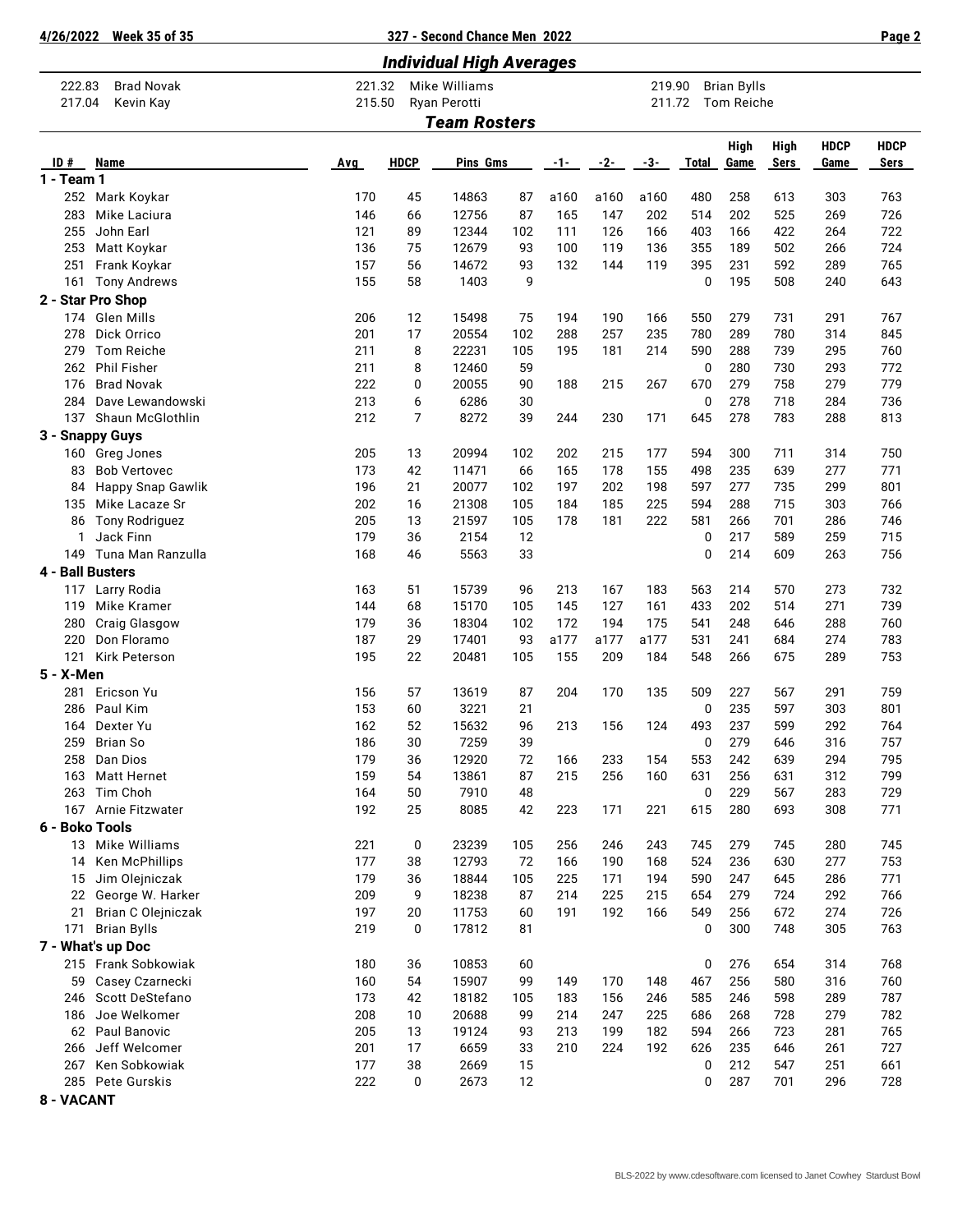## Individual High Averages

| | | | | | |
|---|---|---|---|---|---|
| 222.83 | Brad Novak | 221.32 | Mike Williams | 219.90 | Brian Bylls |
| 217.04 | Kevin Kay | 215.50 | Ryan Perotti | 211.72 | Tom Reiche |

## Team Rosters

| ID # | Name | Avg | HDCP | Pins | Gms | -1- | -2- | -3- | Total | High Game | High Sers | HDCP Game | HDCP Sers |
|---|---|---|---|---|---|---|---|---|---|---|---|---|---|
| **1 - Team 1** | | | | | | | | | | | | | |
| 252 | Mark Koykar | 170 | 45 | 14863 | 87 | a160 | a160 | a160 | 480 | 258 | 613 | 303 | 763 |
| 283 | Mike Laciura | 146 | 66 | 12756 | 87 | 165 | 147 | 202 | 514 | 202 | 525 | 269 | 726 |
| 255 | John Earl | 121 | 89 | 12344 | 102 | 111 | 126 | 166 | 403 | 166 | 422 | 264 | 722 |
| 253 | Matt Koykar | 136 | 75 | 12679 | 93 | 100 | 119 | 136 | 355 | 189 | 502 | 266 | 724 |
| 251 | Frank Koykar | 157 | 56 | 14672 | 93 | 132 | 144 | 119 | 395 | 231 | 592 | 289 | 765 |
| 161 | Tony Andrews | 155 | 58 | 1403 | 9 | | | | 0 | 195 | 508 | 240 | 643 |
| **2 - Star Pro Shop** | | | | | | | | | | | | | |
| 174 | Glen Mills | 206 | 12 | 15498 | 75 | 194 | 190 | 166 | 550 | 279 | 731 | 291 | 767 |
| 278 | Dick Orrico | 201 | 17 | 20554 | 102 | 288 | 257 | 235 | 780 | 289 | 780 | 314 | 845 |
| 279 | Tom Reiche | 211 | 8 | 22231 | 105 | 195 | 181 | 214 | 590 | 288 | 739 | 295 | 760 |
| 262 | Phil Fisher | 211 | 8 | 12460 | 59 | | | | 0 | 280 | 730 | 293 | 772 |
| 176 | Brad Novak | 222 | 0 | 20055 | 90 | 188 | 215 | 267 | 670 | 279 | 758 | 279 | 779 |
| 284 | Dave Lewandowski | 213 | 6 | 6286 | 30 | | | | 0 | 278 | 718 | 284 | 736 |
| 137 | Shaun McGlothlin | 212 | 7 | 8272 | 39 | 244 | 230 | 171 | 645 | 278 | 783 | 288 | 813 |
| **3 - Snappy Guys** | | | | | | | | | | | | | |
| 160 | Greg Jones | 205 | 13 | 20994 | 102 | 202 | 215 | 177 | 594 | 300 | 711 | 314 | 750 |
| 83 | Bob Vertovec | 173 | 42 | 11471 | 66 | 165 | 178 | 155 | 498 | 235 | 639 | 277 | 771 |
| 84 | Happy Snap Gawlik | 196 | 21 | 20077 | 102 | 197 | 202 | 198 | 597 | 277 | 735 | 299 | 801 |
| 135 | Mike Lacaze Sr | 202 | 16 | 21308 | 105 | 184 | 185 | 225 | 594 | 288 | 715 | 303 | 766 |
| 86 | Tony Rodriguez | 205 | 13 | 21597 | 105 | 178 | 181 | 222 | 581 | 266 | 701 | 286 | 746 |
| 1 | Jack Finn | 179 | 36 | 2154 | 12 | | | | 0 | 217 | 589 | 259 | 715 |
| 149 | Tuna Man Ranzulla | 168 | 46 | 5563 | 33 | | | | 0 | 214 | 609 | 263 | 756 |
| **4 - Ball Busters** | | | | | | | | | | | | | |
| 117 | Larry Rodia | 163 | 51 | 15739 | 96 | 213 | 167 | 183 | 563 | 214 | 570 | 273 | 732 |
| 119 | Mike Kramer | 144 | 68 | 15170 | 105 | 145 | 127 | 161 | 433 | 202 | 514 | 271 | 739 |
| 280 | Craig Glasgow | 179 | 36 | 18304 | 102 | 172 | 194 | 175 | 541 | 248 | 646 | 288 | 760 |
| 220 | Don Floramo | 187 | 29 | 17401 | 93 | a177 | a177 | a177 | 531 | 241 | 684 | 274 | 783 |
| 121 | Kirk Peterson | 195 | 22 | 20481 | 105 | 155 | 209 | 184 | 548 | 266 | 675 | 289 | 753 |
| **5 - X-Men** | | | | | | | | | | | | | |
| 281 | Ericson Yu | 156 | 57 | 13619 | 87 | 204 | 170 | 135 | 509 | 227 | 567 | 291 | 759 |
| 286 | Paul Kim | 153 | 60 | 3221 | 21 | | | | 0 | 235 | 597 | 303 | 801 |
| 164 | Dexter Yu | 162 | 52 | 15632 | 96 | 213 | 156 | 124 | 493 | 237 | 599 | 292 | 764 |
| 259 | Brian So | 186 | 30 | 7259 | 39 | | | | 0 | 279 | 646 | 316 | 757 |
| 258 | Dan Dios | 179 | 36 | 12920 | 72 | 166 | 233 | 154 | 553 | 242 | 639 | 294 | 795 |
| 163 | Matt Hernet | 159 | 54 | 13861 | 87 | 215 | 256 | 160 | 631 | 256 | 631 | 312 | 799 |
| 263 | Tim Choh | 164 | 50 | 7910 | 48 | | | | 0 | 229 | 567 | 283 | 729 |
| 167 | Arnie Fitzwater | 192 | 25 | 8085 | 42 | 223 | 171 | 221 | 615 | 280 | 693 | 308 | 771 |
| **6 - Boko Tools** | | | | | | | | | | | | | |
| 13 | Mike Williams | 221 | 0 | 23239 | 105 | 256 | 246 | 243 | 745 | 279 | 745 | 280 | 745 |
| 14 | Ken McPhillips | 177 | 38 | 12793 | 72 | 166 | 190 | 168 | 524 | 236 | 630 | 277 | 753 |
| 15 | Jim Olejniczak | 179 | 36 | 18844 | 105 | 225 | 171 | 194 | 590 | 247 | 645 | 286 | 771 |
| 22 | George W. Harker | 209 | 9 | 18238 | 87 | 214 | 225 | 215 | 654 | 279 | 724 | 292 | 766 |
| 21 | Brian C Olejniczak | 197 | 20 | 11753 | 60 | 191 | 192 | 166 | 549 | 256 | 672 | 274 | 726 |
| 171 | Brian Bylls | 219 | 0 | 17812 | 81 | | | | 0 | 300 | 748 | 305 | 763 |
| **7 - What's up Doc** | | | | | | | | | | | | | |
| 215 | Frank Sobkowiak | 180 | 36 | 10853 | 60 | | | | 0 | 276 | 654 | 314 | 768 |
| 59 | Casey Czarnecki | 160 | 54 | 15907 | 99 | 149 | 170 | 148 | 467 | 256 | 580 | 316 | 760 |
| 246 | Scott DeStefano | 173 | 42 | 18182 | 105 | 183 | 156 | 246 | 585 | 246 | 598 | 289 | 787 |
| 186 | Joe Welkomer | 208 | 10 | 20688 | 99 | 214 | 247 | 225 | 686 | 268 | 728 | 279 | 782 |
| 62 | Paul Banovic | 205 | 13 | 19124 | 93 | 213 | 199 | 182 | 594 | 266 | 723 | 281 | 765 |
| 266 | Jeff Welcomer | 201 | 17 | 6659 | 33 | 210 | 224 | 192 | 626 | 235 | 646 | 261 | 727 |
| 267 | Ken Sobkowiak | 177 | 38 | 2669 | 15 | | | | 0 | 212 | 547 | 251 | 661 |
| 285 | Pete Gurskis | 222 | 0 | 2673 | 12 | | | | 0 | 287 | 701 | 296 | 728 |
| **8 - VACANT** | | | | | | | | | | | | | |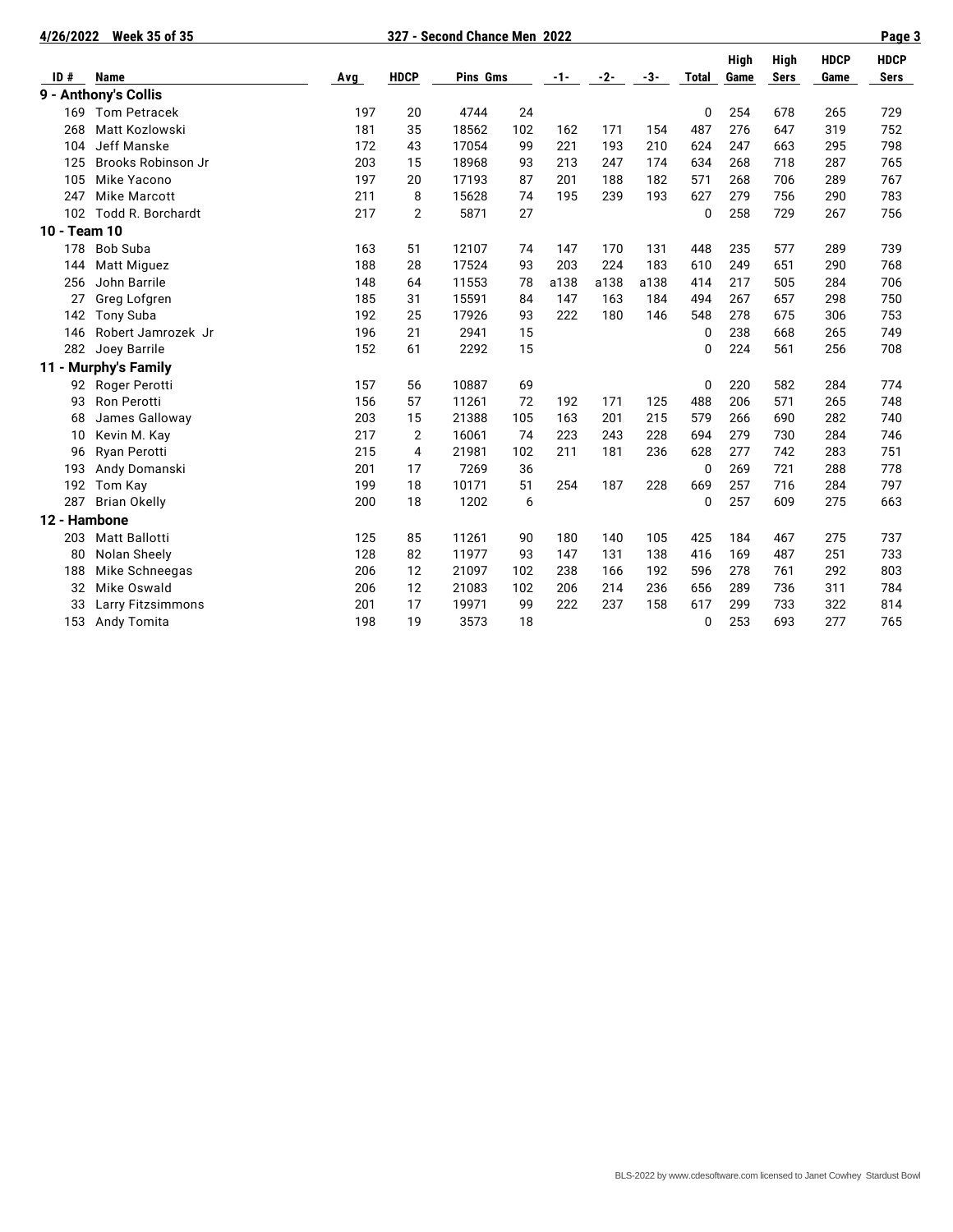| ID # | Name | Avg | HDCP | Pins | Gms | -1- | -2- | -3- | Total | High Game | High Sers | HDCP Game | HDCP Sers |
|---|---|---|---|---|---|---|---|---|---|---|---|---|---|
| **9 - Anthony's Collis** | | | | | | | | | | | | | |
| 169 | Tom Petracek | 197 | 20 | 4744 | 24 | | | | 0 | 254 | 678 | 265 | 729 |
| 268 | Matt Kozlowski | 181 | 35 | 18562 | 102 | 162 | 171 | 154 | 487 | 276 | 647 | 319 | 752 |
| 104 | Jeff Manske | 172 | 43 | 17054 | 99 | 221 | 193 | 210 | 624 | 247 | 663 | 295 | 798 |
| 125 | Brooks Robinson Jr | 203 | 15 | 18968 | 93 | 213 | 247 | 174 | 634 | 268 | 718 | 287 | 765 |
| 105 | Mike Yacono | 197 | 20 | 17193 | 87 | 201 | 188 | 182 | 571 | 268 | 706 | 289 | 767 |
| 247 | Mike Marcott | 211 | 8 | 15628 | 74 | 195 | 239 | 193 | 627 | 279 | 756 | 290 | 783 |
| 102 | Todd R. Borchardt | 217 | 2 | 5871 | 27 | | | | 0 | 258 | 729 | 267 | 756 |
| **10 - Team 10** | | | | | | | | | | | | | |
| 178 | Bob Suba | 163 | 51 | 12107 | 74 | 147 | 170 | 131 | 448 | 235 | 577 | 289 | 739 |
| 144 | Matt Miguez | 188 | 28 | 17524 | 93 | 203 | 224 | 183 | 610 | 249 | 651 | 290 | 768 |
| 256 | John Barrile | 148 | 64 | 11553 | 78 | a138 | a138 | a138 | 414 | 217 | 505 | 284 | 706 |
| 27 | Greg Lofgren | 185 | 31 | 15591 | 84 | 147 | 163 | 184 | 494 | 267 | 657 | 298 | 750 |
| 142 | Tony Suba | 192 | 25 | 17926 | 93 | 222 | 180 | 146 | 548 | 278 | 675 | 306 | 753 |
| 146 | Robert Jamrozek Jr | 196 | 21 | 2941 | 15 | | | | 0 | 238 | 668 | 265 | 749 |
| 282 | Joey Barrile | 152 | 61 | 2292 | 15 | | | | 0 | 224 | 561 | 256 | 708 |
| **11 - Murphy's Family** | | | | | | | | | | | | | |
| 92 | Roger Perotti | 157 | 56 | 10887 | 69 | | | | 0 | 220 | 582 | 284 | 774 |
| 93 | Ron Perotti | 156 | 57 | 11261 | 72 | 192 | 171 | 125 | 488 | 206 | 571 | 265 | 748 |
| 68 | James Galloway | 203 | 15 | 21388 | 105 | 163 | 201 | 215 | 579 | 266 | 690 | 282 | 740 |
| 10 | Kevin M. Kay | 217 | 2 | 16061 | 74 | 223 | 243 | 228 | 694 | 279 | 730 | 284 | 746 |
| 96 | Ryan Perotti | 215 | 4 | 21981 | 102 | 211 | 181 | 236 | 628 | 277 | 742 | 283 | 751 |
| 193 | Andy Domanski | 201 | 17 | 7269 | 36 | | | | 0 | 269 | 721 | 288 | 778 |
| 192 | Tom Kay | 199 | 18 | 10171 | 51 | 254 | 187 | 228 | 669 | 257 | 716 | 284 | 797 |
| 287 | Brian Okelly | 200 | 18 | 1202 | 6 | | | | 0 | 257 | 609 | 275 | 663 |
| **12 - Hambone** | | | | | | | | | | | | | |
| 203 | Matt Ballotti | 125 | 85 | 11261 | 90 | 180 | 140 | 105 | 425 | 184 | 467 | 275 | 737 |
| 80 | Nolan Sheely | 128 | 82 | 11977 | 93 | 147 | 131 | 138 | 416 | 169 | 487 | 251 | 733 |
| 188 | Mike Schneegas | 206 | 12 | 21097 | 102 | 238 | 166 | 192 | 596 | 278 | 761 | 292 | 803 |
| 32 | Mike Oswald | 206 | 12 | 21083 | 102 | 206 | 214 | 236 | 656 | 289 | 736 | 311 | 784 |
| 33 | Larry Fitzsimmons | 201 | 17 | 19971 | 99 | 222 | 237 | 158 | 617 | 299 | 733 | 322 | 814 |
| 153 | Andy Tomita | 198 | 19 | 3573 | 18 | | | | 0 | 253 | 693 | 277 | 765 |